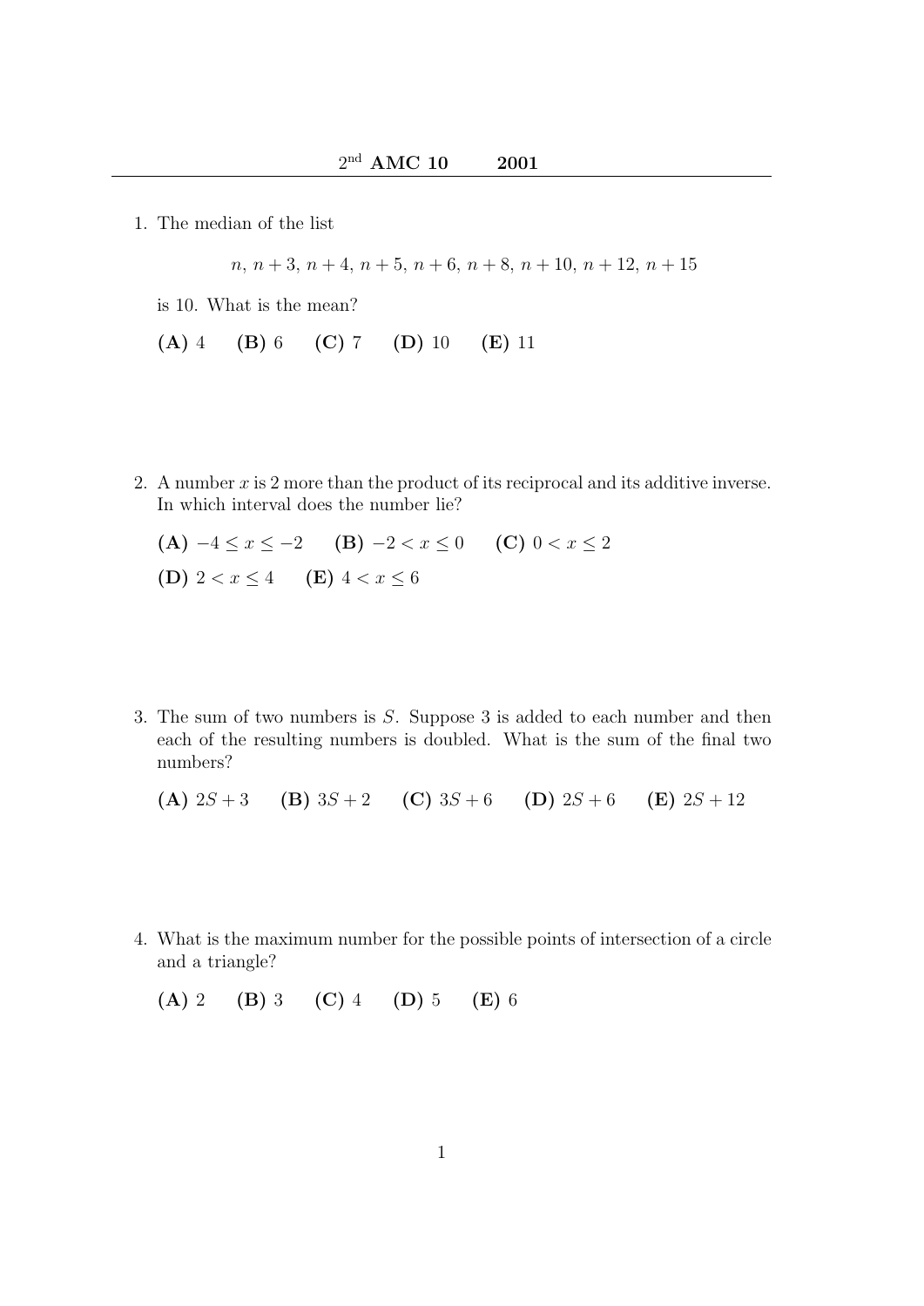# $2^{\text{nd}}$ AMC 10 2001

1. The median of the list

$$n,\ n+3,\ n+4,\ n+5,\ n+6,\ n+8,\ n+10,\ n+12,\ n+15$$

is 10. What is the mean?

**(A)** 4 **(B)** 6 **(C)** 7 **(D)** 10 **(E)** 11

2. A number $x$ is 2 more than the product of its reciprocal and its additive inverse. In which interval does the number lie?

**(A)** $-4 \le x \le -2$ **(B)** $-2 < x \le 0$ **(C)** $0 < x \le 2$

**(D)** $2 < x \le 4$ **(E)** $4 < x \le 6$

3. The sum of two numbers is $S$. Suppose 3 is added to each number and then each of the resulting numbers is doubled. What is the sum of the final two numbers?

**(A)** $2S + 3$ **(B)** $3S + 2$ **(C)** $3S + 6$ **(D)** $2S + 6$ **(E)** $2S + 12$

4. What is the maximum number for the possible points of intersection of a circle and a triangle?

**(A)** 2 **(B)** 3 **(C)** 4 **(D)** 5 **(E)** 6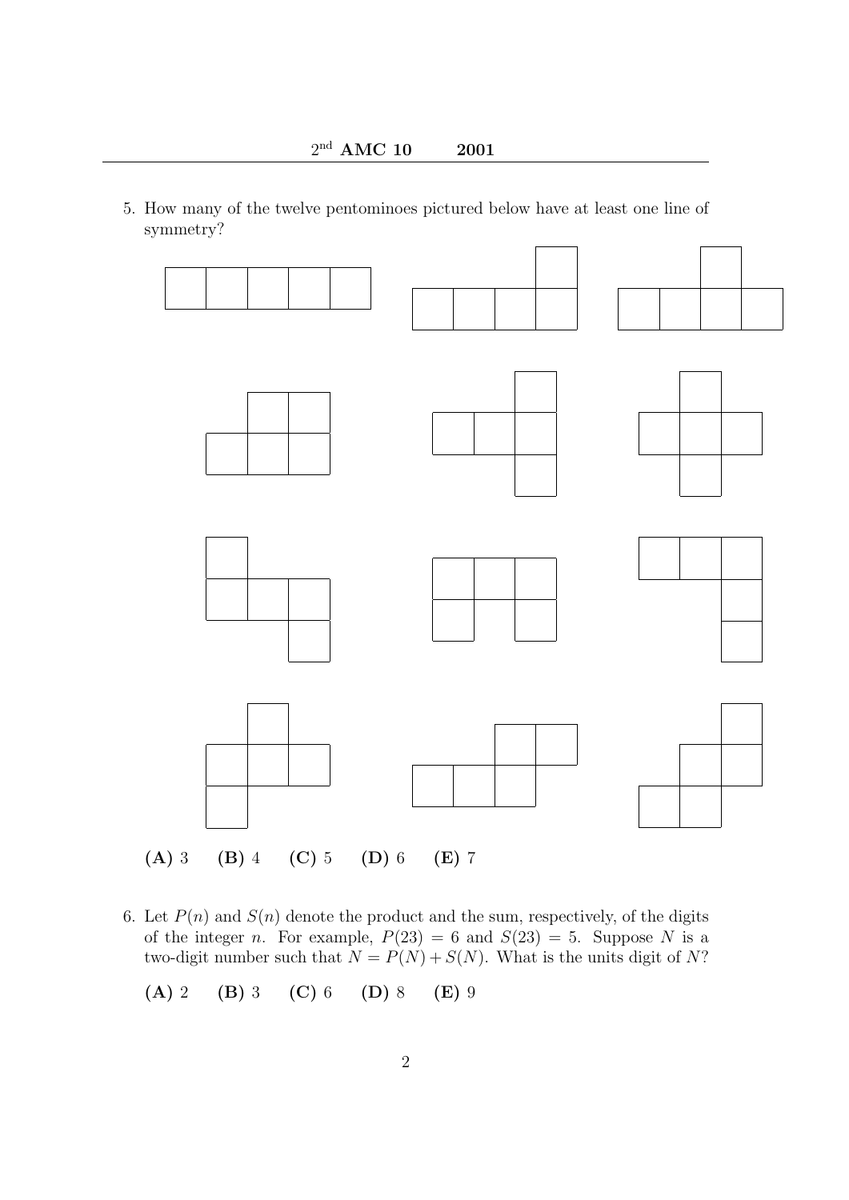5. How many of the twelve pentominoes pictured below have at least one line of symmetry?

**(A)** 3 **(B)** 4 **(C)** 5 **(D)** 6 **(E)** 7

6. Let $P(n)$ and $S(n)$ denote the product and the sum, respectively, of the digits of the integer $n$. For example, $P(23) = 6$ and $S(23) = 5$. Suppose $N$ is a two-digit number such that $N = P(N) + S(N)$. What is the units digit of $N$?

**(A)** 2 **(B)** 3 **(C)** 6 **(D)** 8 **(E)** 9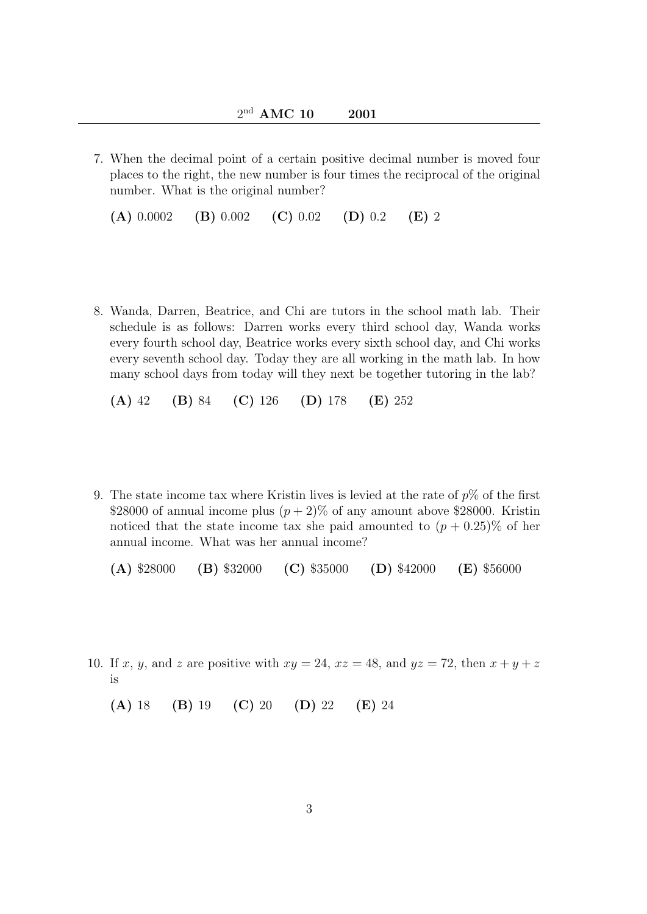7. When the decimal point of a certain positive decimal number is moved four places to the right, the new number is four times the reciprocal of the original number. What is the original number?

   **(A)** 0.0002 **(B)** 0.002 **(C)** 0.02 **(D)** 0.2 **(E)** 2

8. Wanda, Darren, Beatrice, and Chi are tutors in the school math lab. Their schedule is as follows: Darren works every third school day, Wanda works every fourth school day, Beatrice works every sixth school day, and Chi works every seventh school day. Today they are all working in the math lab. In how many school days from today will they next be together tutoring in the lab?

   **(A)** 42 **(B)** 84 **(C)** 126 **(D)** 178 **(E)** 252

9. The state income tax where Kristin lives is levied at the rate of $p\%$ of the first \$28000 of annual income plus $(p+2)\%$ of any amount above \$28000. Kristin noticed that the state income tax she paid amounted to $(p+0.25)\%$ of her annual income. What was her annual income?

   **(A)** \$28000 **(B)** \$32000 **(C)** \$35000 **(D)** \$42000 **(E)** \$56000

10. If $x$, $y$, and $z$ are positive with $xy = 24$, $xz = 48$, and $yz = 72$, then $x + y + z$ is

    **(A)** 18 **(B)** 19 **(C)** 20 **(D)** 22 **(E)** 24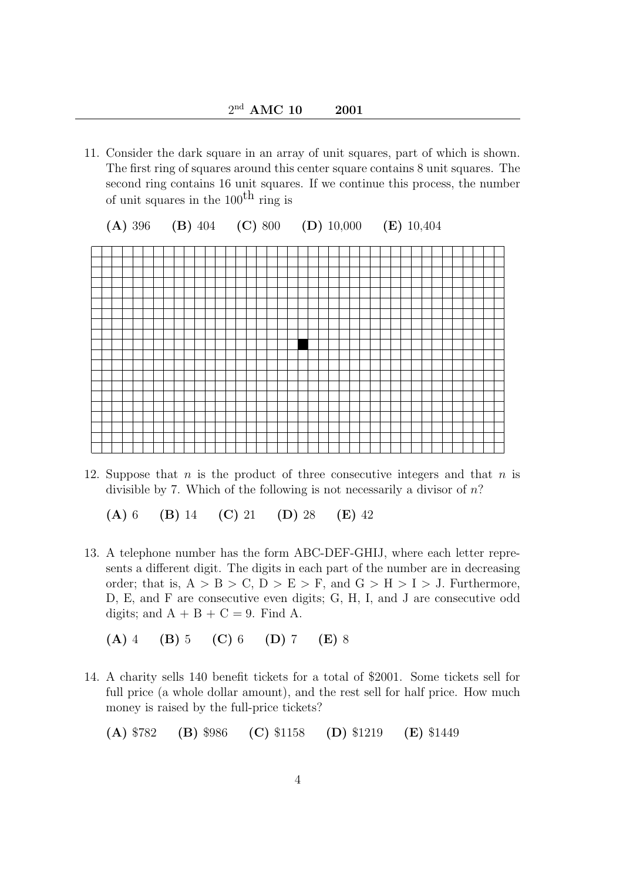11. Consider the dark square in an array of unit squares, part of which is shown. The first ring of squares around this center square contains 8 unit squares. The second ring contains 16 unit squares. If we continue this process, the number of unit squares in the $100^{\text{th}}$ ring is

    **(A)** 396 **(B)** 404 **(C)** 800 **(D)** 10,000 **(E)** 10,404

12. Suppose that $n$ is the product of three consecutive integers and that $n$ is divisible by 7. Which of the following is not necessarily a divisor of $n$?

    **(A)** 6 **(B)** 14 **(C)** 21 **(D)** 28 **(E)** 42

13. A telephone number has the form ABC-DEF-GHIJ, where each letter represents a different digit. The digits in each part of the number are in decreasing order; that is, $\text{A} > \text{B} > \text{C}$, $\text{D} > \text{E} > \text{F}$, and $\text{G} > \text{H} > \text{I} > \text{J}$. Furthermore, D, E, and F are consecutive even digits; G, H, I, and J are consecutive odd digits; and $\text{A} + \text{B} + \text{C} = 9$. Find A.

    **(A)** 4 **(B)** 5 **(C)** 6 **(D)** 7 **(E)** 8

14. A charity sells 140 benefit tickets for a total of \$2001. Some tickets sell for full price (a whole dollar amount), and the rest sell for half price. How much money is raised by the full-price tickets?

    **(A)** \$782 **(B)** \$986 **(C)** \$1158 **(D)** \$1219 **(E)** \$1449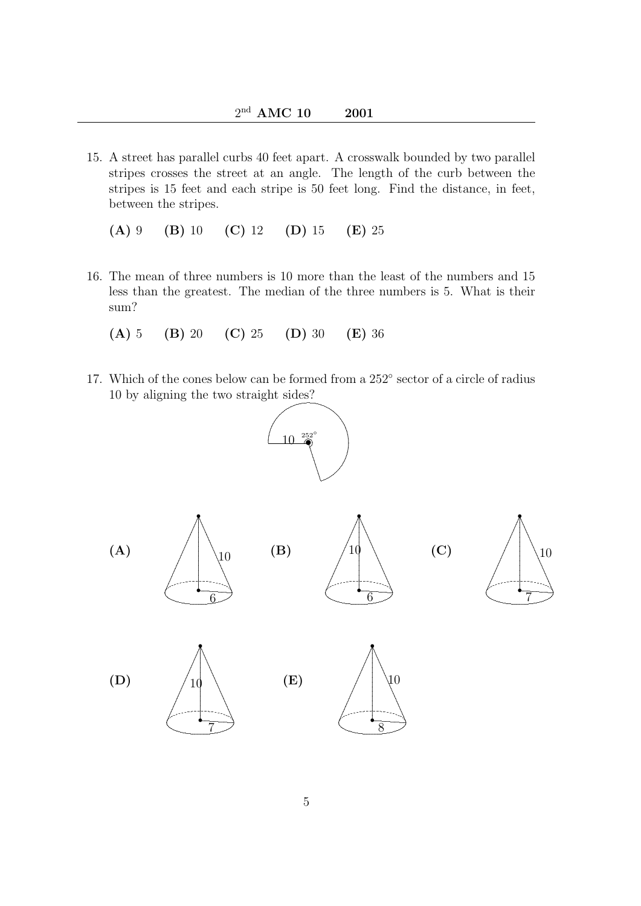15. A street has parallel curbs 40 feet apart. A crosswalk bounded by two parallel stripes crosses the street at an angle. The length of the curb between the stripes is 15 feet and each stripe is 50 feet long. Find the distance, in feet, between the stripes.

    **(A)** 9 **(B)** 10 **(C)** 12 **(D)** 15 **(E)** 25

16. The mean of three numbers is 10 more than the least of the numbers and 15 less than the greatest. The median of the three numbers is 5. What is their sum?

    **(A)** 5 **(B)** 20 **(C)** 25 **(D)** 30 **(E)** 36

17. Which of the cones below can be formed from a $252^\circ$ sector of a circle of radius 10 by aligning the two straight sides?

    **(A)** slant height 10, radius 6 **(B)** height 10, radius 6 **(C)** slant height 10, radius 7 **(D)** height 10, radius 7 **(E)** slant height 10, radius 8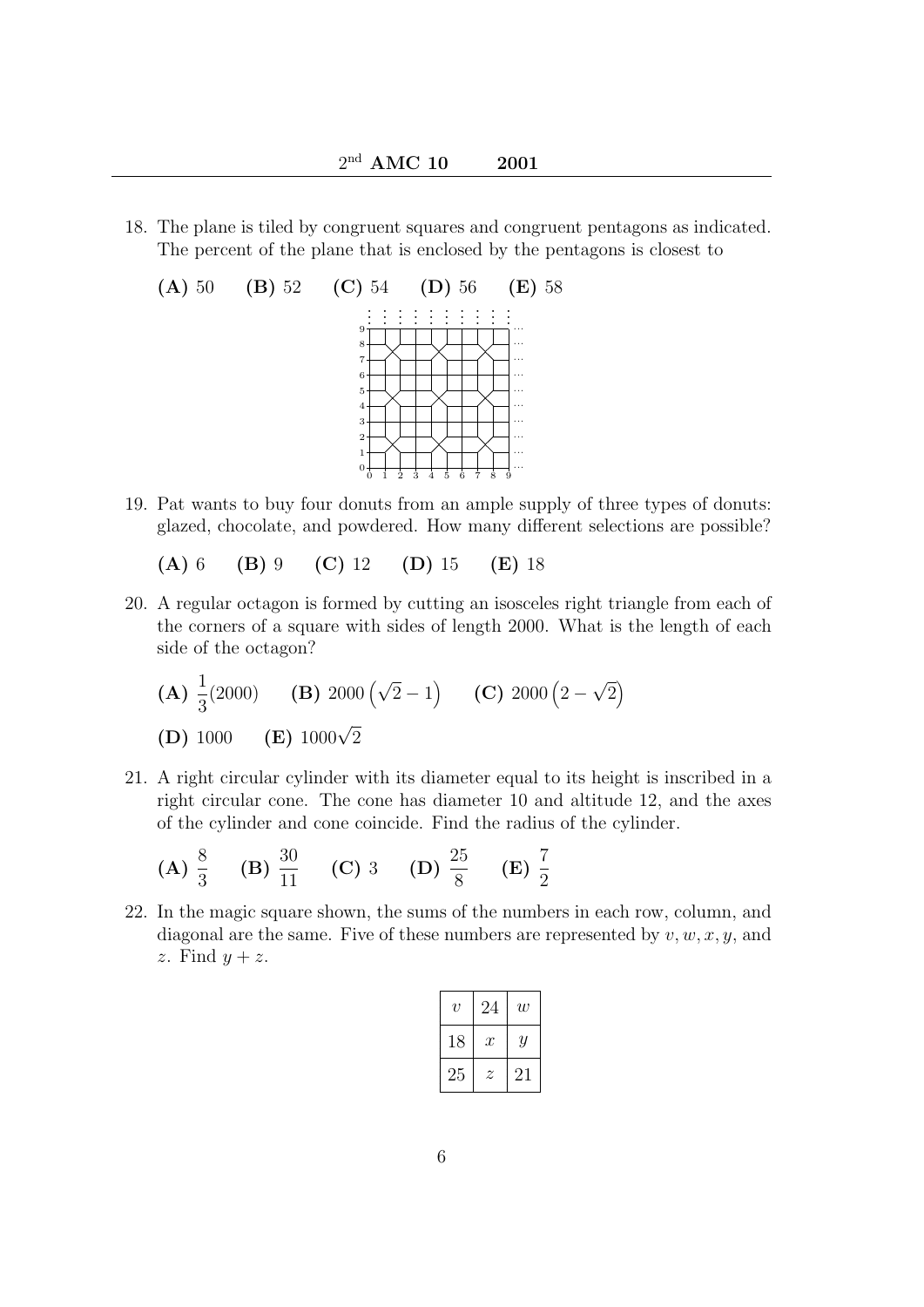18. The plane is tiled by congruent squares and congruent pentagons as indicated. The percent of the plane that is enclosed by the pentagons is closest to

**(A)** 50 **(B)** 52 **(C)** 54 **(D)** 56 **(E)** 58

19. Pat wants to buy four donuts from an ample supply of three types of donuts: glazed, chocolate, and powdered. How many different selections are possible?

**(A)** 6 **(B)** 9 **(C)** 12 **(D)** 15 **(E)** 18

20. A regular octagon is formed by cutting an isosceles right triangle from each of the corners of a square with sides of length 2000. What is the length of each side of the octagon?

**(A)** $\frac{1}{3}(2000)$ **(B)** $2000\left(\sqrt{2}-1\right)$ **(C)** $2000\left(2-\sqrt{2}\right)$

**(D)** 1000 **(E)** $1000\sqrt{2}$

21. A right circular cylinder with its diameter equal to its height is inscribed in a right circular cone. The cone has diameter 10 and altitude 12, and the axes of the cylinder and cone coincide. Find the radius of the cylinder.

**(A)** $\frac{8}{3}$ **(B)** $\frac{30}{11}$ **(C)** 3 **(D)** $\frac{25}{8}$ **(E)** $\frac{7}{2}$

22. In the magic square shown, the sums of the numbers in each row, column, and diagonal are the same. Five of these numbers are represented by $v, w, x, y$, and $z$. Find $y+z$.

| $v$ | 24 | $w$ |
|---|---|---|
| 18 | $x$ | $y$ |
| 25 | $z$ | 21 |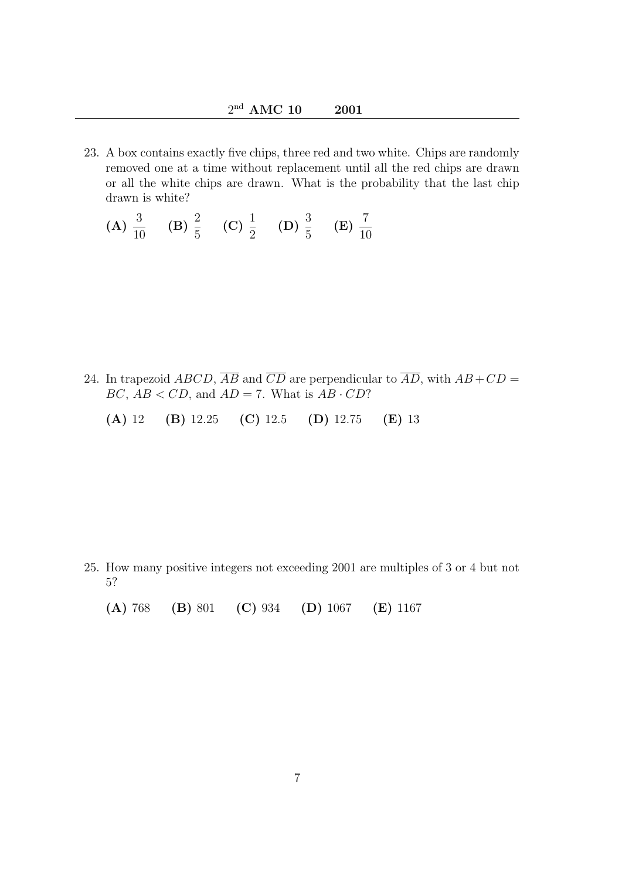23. A box contains exactly five chips, three red and two white. Chips are randomly removed one at a time without replacement until all the red chips are drawn or all the white chips are drawn. What is the probability that the last chip drawn is white?

**(A)** $\frac{3}{10}$ **(B)** $\frac{2}{5}$ **(C)** $\frac{1}{2}$ **(D)** $\frac{3}{5}$ **(E)** $\frac{7}{10}$

24. In trapezoid $ABCD$, $\overline{AB}$ and $\overline{CD}$ are perpendicular to $\overline{AD}$, with $AB + CD = BC$, $AB < CD$, and $AD = 7$. What is $AB \cdot CD$?

**(A)** 12 **(B)** 12.25 **(C)** 12.5 **(D)** 12.75 **(E)** 13

25. How many positive integers not exceeding 2001 are multiples of 3 or 4 but not 5?

**(A)** 768 **(B)** 801 **(C)** 934 **(D)** 1067 **(E)** 1167